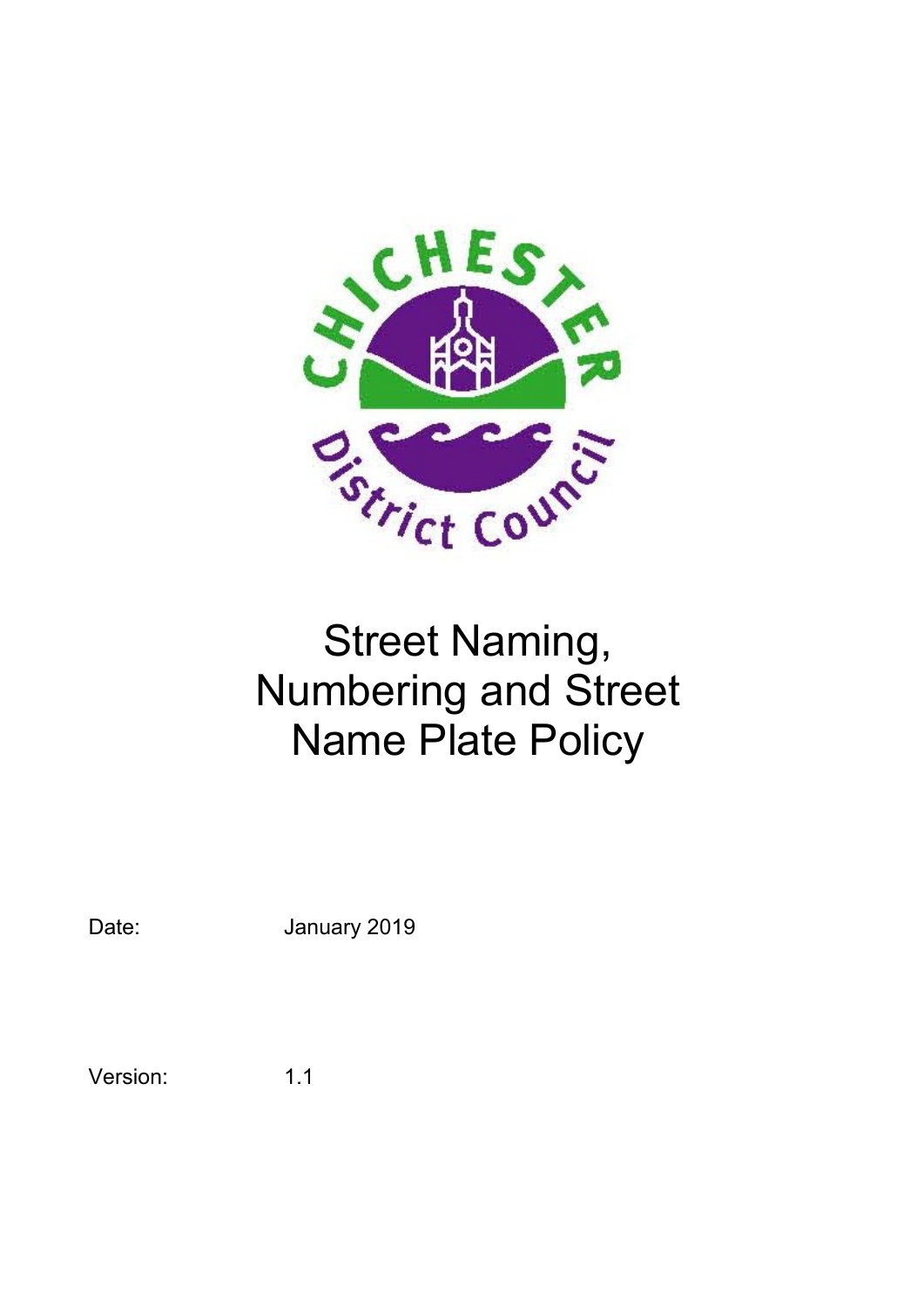# Street Naming, Numbering and Street Name Plate Policy

Date: January 2019

Version: 1.1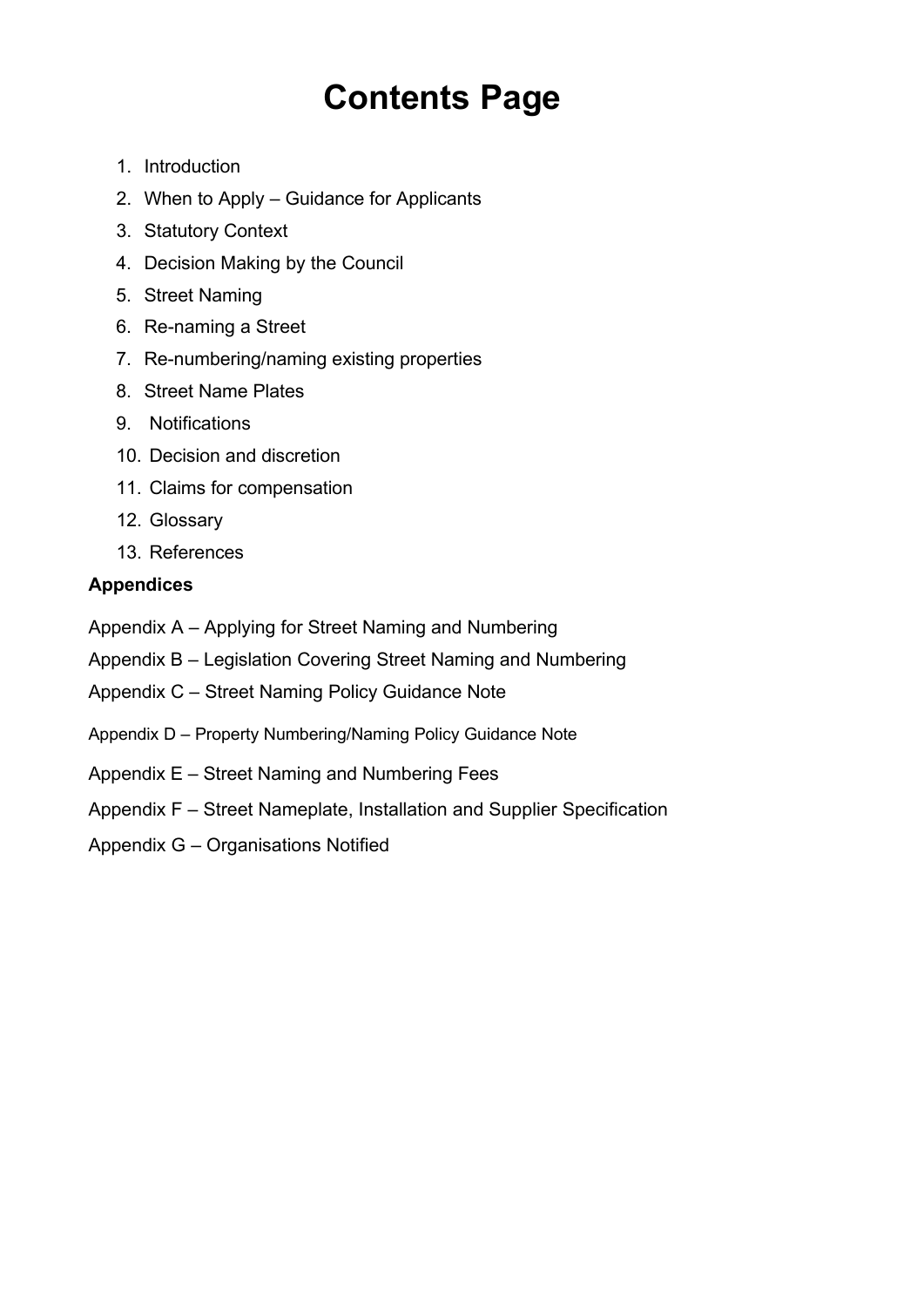# Contents Page

1. Introduction
2. When to Apply – Guidance for Applicants
3. Statutory Context
4. Decision Making by the Council
5. Street Naming
6. Re-naming a Street
7. Re-numbering/naming existing properties
8. Street Name Plates
9. Notifications
10. Decision and discretion
11. Claims for compensation
12. Glossary
13. References

**Appendices**

Appendix A – Applying for Street Naming and Numbering

Appendix B – Legislation Covering Street Naming and Numbering

Appendix C – Street Naming Policy Guidance Note

Appendix D – Property Numbering/Naming Policy Guidance Note

Appendix E – Street Naming and Numbering Fees

Appendix F – Street Nameplate, Installation and Supplier Specification

Appendix G – Organisations Notified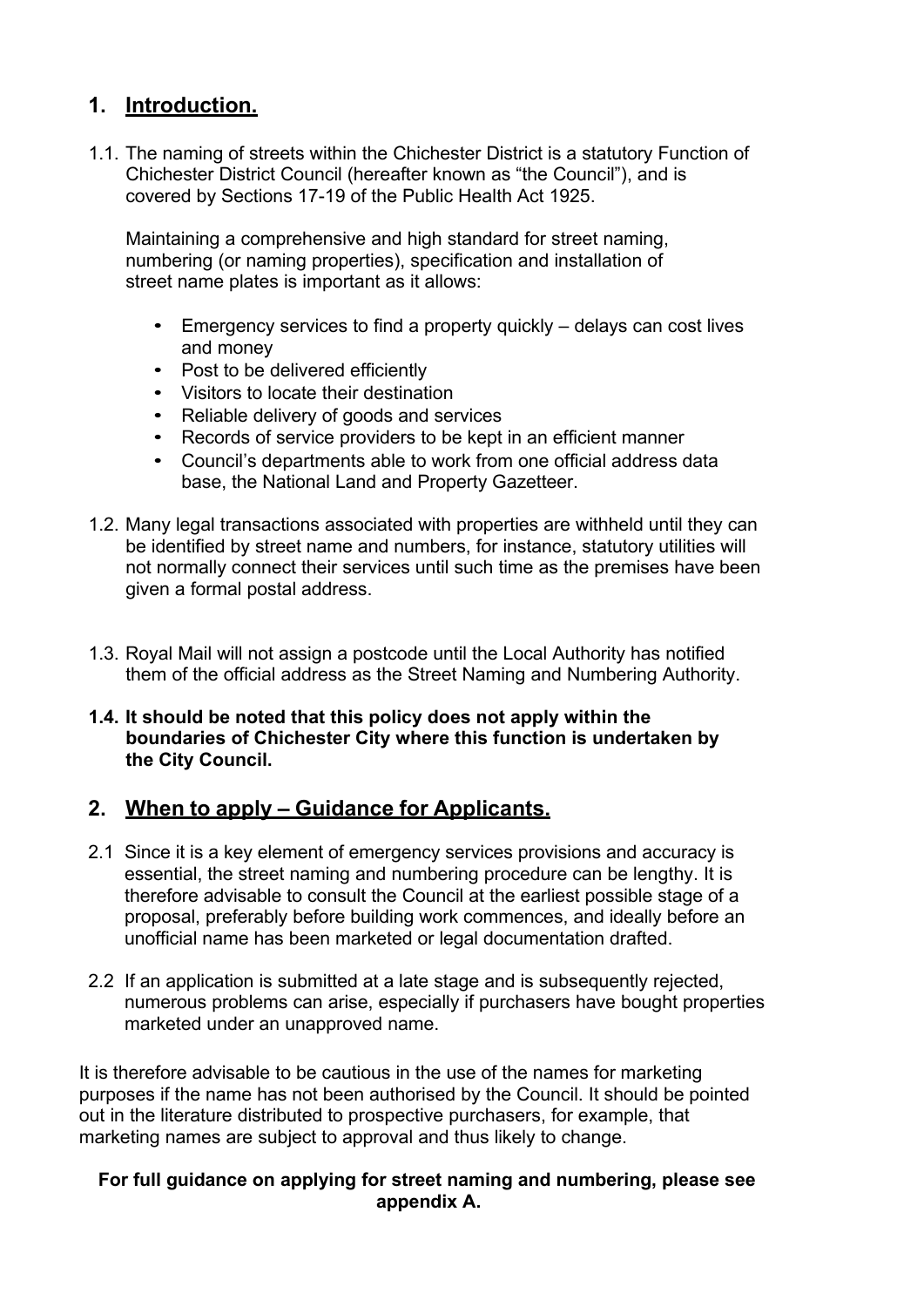## 1. Introduction.

1.1. The naming of streets within the Chichester District is a statutory Function of Chichester District Council (hereafter known as "the Council"), and is covered by Sections 17-19 of the Public Health Act 1925.

Maintaining a comprehensive and high standard for street naming, numbering (or naming properties), specification and installation of street name plates is important as it allows:

- Emergency services to find a property quickly – delays can cost lives and money
- Post to be delivered efficiently
- Visitors to locate their destination
- Reliable delivery of goods and services
- Records of service providers to be kept in an efficient manner
- Council's departments able to work from one official address data base, the National Land and Property Gazetteer.

1.2. Many legal transactions associated with properties are withheld until they can be identified by street name and numbers, for instance, statutory utilities will not normally connect their services until such time as the premises have been given a formal postal address.

1.3. Royal Mail will not assign a postcode until the Local Authority has notified them of the official address as the Street Naming and Numbering Authority.

**1.4. It should be noted that this policy does not apply within the boundaries of Chichester City where this function is undertaken by the City Council.**

## 2. When to apply – Guidance for Applicants.

2.1 Since it is a key element of emergency services provisions and accuracy is essential, the street naming and numbering procedure can be lengthy. It is therefore advisable to consult the Council at the earliest possible stage of a proposal, preferably before building work commences, and ideally before an unofficial name has been marketed or legal documentation drafted.

2.2 If an application is submitted at a late stage and is subsequently rejected, numerous problems can arise, especially if purchasers have bought properties marketed under an unapproved name.

It is therefore advisable to be cautious in the use of the names for marketing purposes if the name has not been authorised by the Council. It should be pointed out in the literature distributed to prospective purchasers, for example, that marketing names are subject to approval and thus likely to change.

**For full guidance on applying for street naming and numbering, please see appendix A.**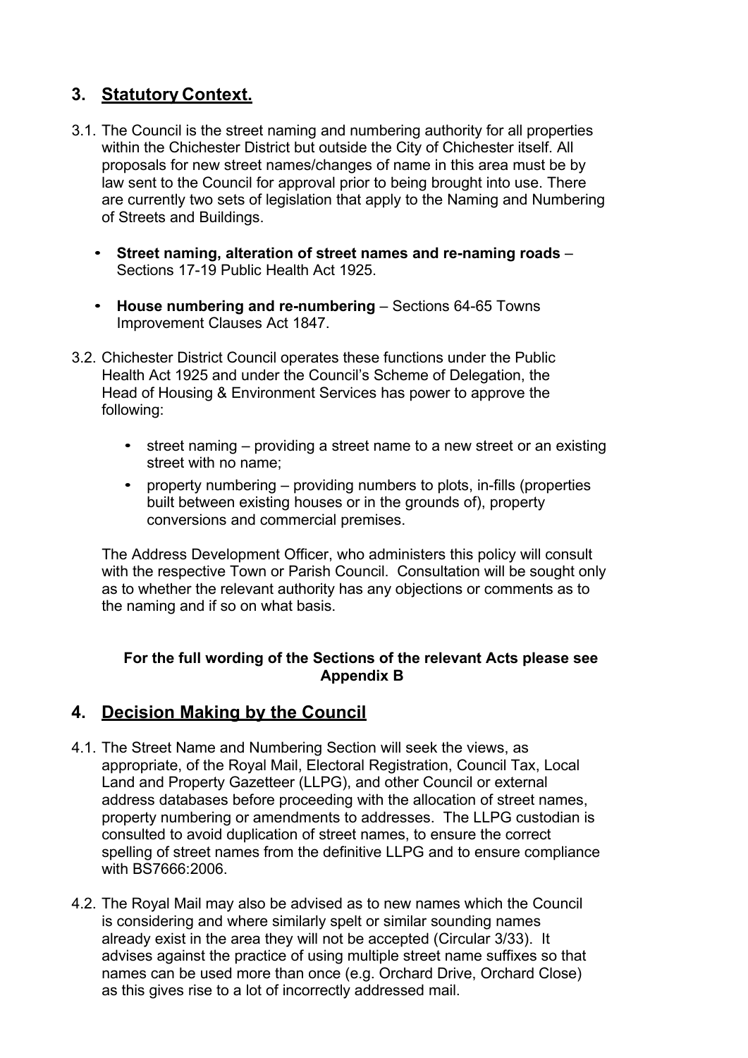## 3. Statutory Context.

3.1. The Council is the street naming and numbering authority for all properties within the Chichester District but outside the City of Chichester itself. All proposals for new street names/changes of name in this area must be by law sent to the Council for approval prior to being brought into use. There are currently two sets of legislation that apply to the Naming and Numbering of Streets and Buildings.

- **Street naming, alteration of street names and re-naming roads** – Sections 17-19 Public Health Act 1925.
- **House numbering and re-numbering** – Sections 64-65 Towns Improvement Clauses Act 1847.

3.2. Chichester District Council operates these functions under the Public Health Act 1925 and under the Council's Scheme of Delegation, the Head of Housing & Environment Services has power to approve the following:

- street naming – providing a street name to a new street or an existing street with no name;
- property numbering – providing numbers to plots, in-fills (properties built between existing houses or in the grounds of), property conversions and commercial premises.

The Address Development Officer, who administers this policy will consult with the respective Town or Parish Council. Consultation will be sought only as to whether the relevant authority has any objections or comments as to the naming and if so on what basis.

**For the full wording of the Sections of the relevant Acts please see Appendix B**

## 4. Decision Making by the Council

4.1. The Street Name and Numbering Section will seek the views, as appropriate, of the Royal Mail, Electoral Registration, Council Tax, Local Land and Property Gazetteer (LLPG), and other Council or external address databases before proceeding with the allocation of street names, property numbering or amendments to addresses. The LLPG custodian is consulted to avoid duplication of street names, to ensure the correct spelling of street names from the definitive LLPG and to ensure compliance with BS7666:2006.

4.2. The Royal Mail may also be advised as to new names which the Council is considering and where similarly spelt or similar sounding names already exist in the area they will not be accepted (Circular 3/33). It advises against the practice of using multiple street name suffixes so that names can be used more than once (e.g. Orchard Drive, Orchard Close) as this gives rise to a lot of incorrectly addressed mail.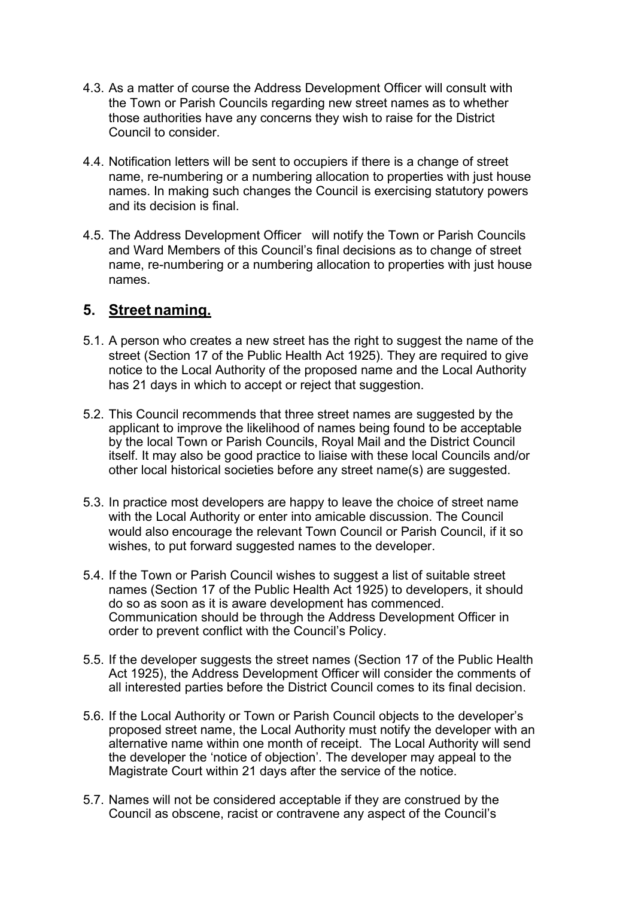4.3. As a matter of course the Address Development Officer will consult with the Town or Parish Councils regarding new street names as to whether those authorities have any concerns they wish to raise for the District Council to consider.

4.4. Notification letters will be sent to occupiers if there is a change of street name, re-numbering or a numbering allocation to properties with just house names. In making such changes the Council is exercising statutory powers and its decision is final.

4.5. The Address Development Officer will notify the Town or Parish Councils and Ward Members of this Council's final decisions as to change of street name, re-numbering or a numbering allocation to properties with just house names.

## 5. Street naming.

5.1. A person who creates a new street has the right to suggest the name of the street (Section 17 of the Public Health Act 1925). They are required to give notice to the Local Authority of the proposed name and the Local Authority has 21 days in which to accept or reject that suggestion.

5.2. This Council recommends that three street names are suggested by the applicant to improve the likelihood of names being found to be acceptable by the local Town or Parish Councils, Royal Mail and the District Council itself. It may also be good practice to liaise with these local Councils and/or other local historical societies before any street name(s) are suggested.

5.3. In practice most developers are happy to leave the choice of street name with the Local Authority or enter into amicable discussion. The Council would also encourage the relevant Town Council or Parish Council, if it so wishes, to put forward suggested names to the developer.

5.4. If the Town or Parish Council wishes to suggest a list of suitable street names (Section 17 of the Public Health Act 1925) to developers, it should do so as soon as it is aware development has commenced. Communication should be through the Address Development Officer in order to prevent conflict with the Council's Policy.

5.5. If the developer suggests the street names (Section 17 of the Public Health Act 1925), the Address Development Officer will consider the comments of all interested parties before the District Council comes to its final decision.

5.6. If the Local Authority or Town or Parish Council objects to the developer's proposed street name, the Local Authority must notify the developer with an alternative name within one month of receipt. The Local Authority will send the developer the 'notice of objection'. The developer may appeal to the Magistrate Court within 21 days after the service of the notice.

5.7. Names will not be considered acceptable if they are construed by the Council as obscene, racist or contravene any aspect of the Council's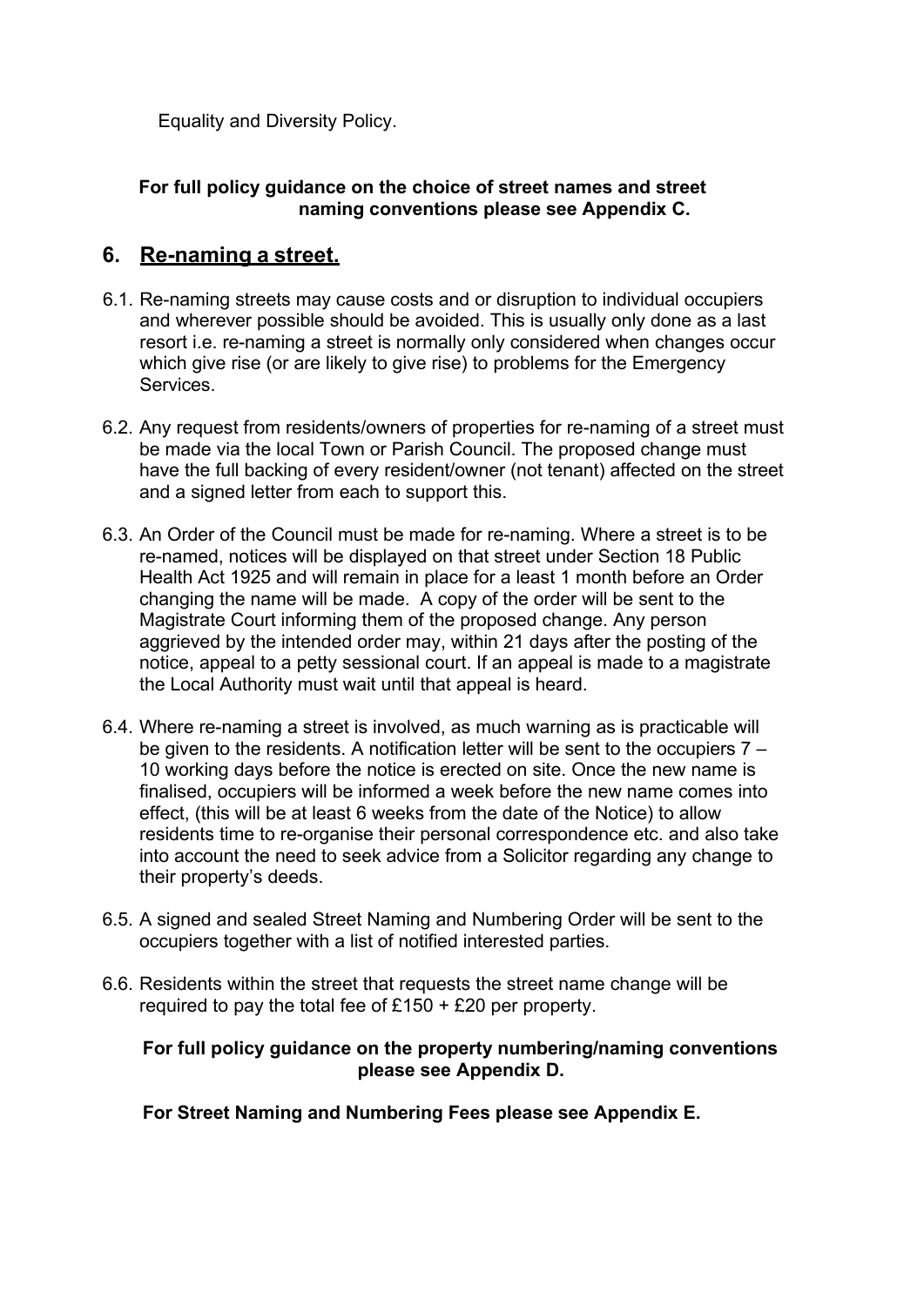Equality and Diversity Policy.

**For full policy guidance on the choice of street names and street naming conventions please see Appendix C.**

## 6. Re-naming a street.

6.1. Re-naming streets may cause costs and or disruption to individual occupiers and wherever possible should be avoided. This is usually only done as a last resort i.e. re-naming a street is normally only considered when changes occur which give rise (or are likely to give rise) to problems for the Emergency Services.

6.2. Any request from residents/owners of properties for re-naming of a street must be made via the local Town or Parish Council. The proposed change must have the full backing of every resident/owner (not tenant) affected on the street and a signed letter from each to support this.

6.3. An Order of the Council must be made for re-naming. Where a street is to be re-named, notices will be displayed on that street under Section 18 Public Health Act 1925 and will remain in place for a least 1 month before an Order changing the name will be made. A copy of the order will be sent to the Magistrate Court informing them of the proposed change. Any person aggrieved by the intended order may, within 21 days after the posting of the notice, appeal to a petty sessional court. If an appeal is made to a magistrate the Local Authority must wait until that appeal is heard.

6.4. Where re-naming a street is involved, as much warning as is practicable will be given to the residents. A notification letter will be sent to the occupiers 7 – 10 working days before the notice is erected on site. Once the new name is finalised, occupiers will be informed a week before the new name comes into effect, (this will be at least 6 weeks from the date of the Notice) to allow residents time to re-organise their personal correspondence etc. and also take into account the need to seek advice from a Solicitor regarding any change to their property's deeds.

6.5. A signed and sealed Street Naming and Numbering Order will be sent to the occupiers together with a list of notified interested parties.

6.6. Residents within the street that requests the street name change will be required to pay the total fee of £150 + £20 per property.

**For full policy guidance on the property numbering/naming conventions please see Appendix D.**

**For Street Naming and Numbering Fees please see Appendix E.**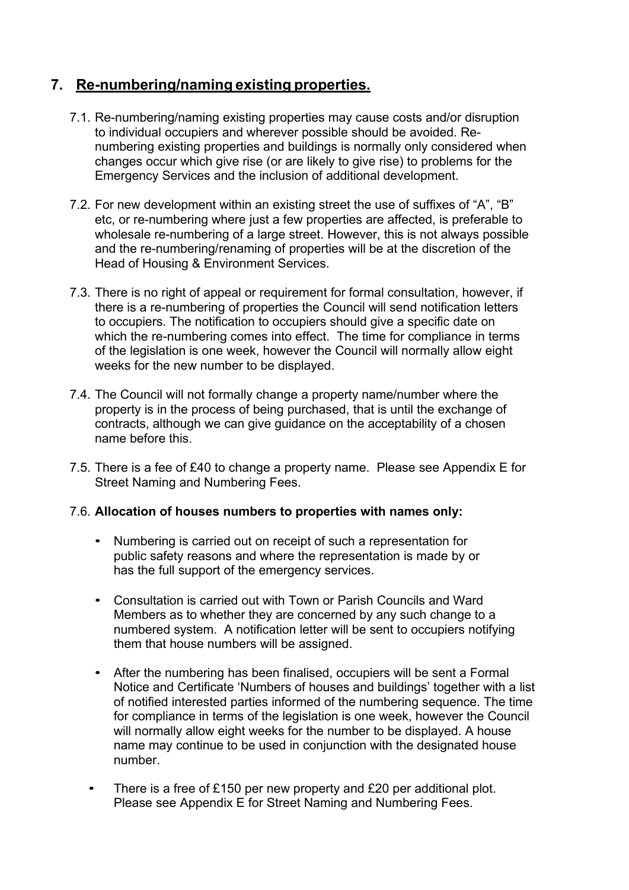## 7. Re-numbering/naming existing properties.

7.1. Re-numbering/naming existing properties may cause costs and/or disruption to individual occupiers and wherever possible should be avoided. Re-numbering existing properties and buildings is normally only considered when changes occur which give rise (or are likely to give rise) to problems for the Emergency Services and the inclusion of additional development.

7.2. For new development within an existing street the use of suffixes of "A", "B" etc, or re-numbering where just a few properties are affected, is preferable to wholesale re-numbering of a large street. However, this is not always possible and the re-numbering/renaming of properties will be at the discretion of the Head of Housing & Environment Services.

7.3. There is no right of appeal or requirement for formal consultation, however, if there is a re-numbering of properties the Council will send notification letters to occupiers. The notification to occupiers should give a specific date on which the re-numbering comes into effect. The time for compliance in terms of the legislation is one week, however the Council will normally allow eight weeks for the new number to be displayed.

7.4. The Council will not formally change a property name/number where the property is in the process of being purchased, that is until the exchange of contracts, although we can give guidance on the acceptability of a chosen name before this.

7.5. There is a fee of £40 to change a property name. Please see Appendix E for Street Naming and Numbering Fees.

7.6. **Allocation of houses numbers to properties with names only:**

- Numbering is carried out on receipt of such a representation for public safety reasons and where the representation is made by or has the full support of the emergency services.
- Consultation is carried out with Town or Parish Councils and Ward Members as to whether they are concerned by any such change to a numbered system. A notification letter will be sent to occupiers notifying them that house numbers will be assigned.
- After the numbering has been finalised, occupiers will be sent a Formal Notice and Certificate 'Numbers of houses and buildings' together with a list of notified interested parties informed of the numbering sequence. The time for compliance in terms of the legislation is one week, however the Council will normally allow eight weeks for the number to be displayed. A house name may continue to be used in conjunction with the designated house number.
- There is a free of £150 per new property and £20 per additional plot. Please see Appendix E for Street Naming and Numbering Fees.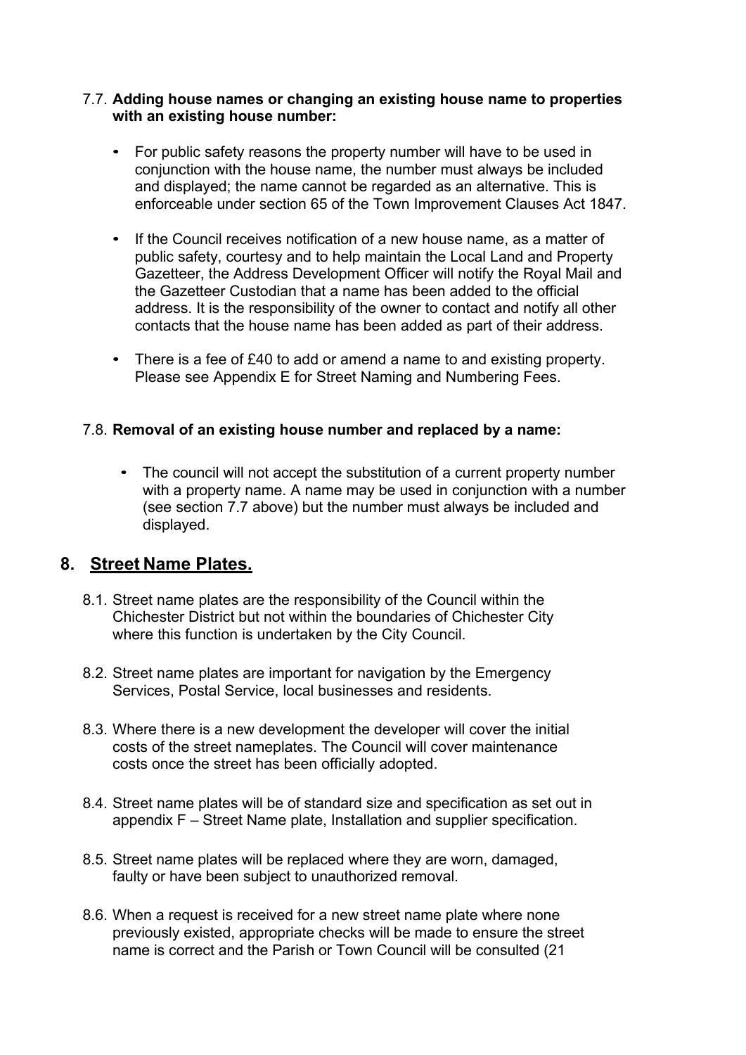7.7. **Adding house names or changing an existing house name to properties with an existing house number:**

- For public safety reasons the property number will have to be used in conjunction with the house name, the number must always be included and displayed; the name cannot be regarded as an alternative. This is enforceable under section 65 of the Town Improvement Clauses Act 1847.
- If the Council receives notification of a new house name, as a matter of public safety, courtesy and to help maintain the Local Land and Property Gazetteer, the Address Development Officer will notify the Royal Mail and the Gazetteer Custodian that a name has been added to the official address. It is the responsibility of the owner to contact and notify all other contacts that the house name has been added as part of their address.
- There is a fee of £40 to add or amend a name to and existing property. Please see Appendix E for Street Naming and Numbering Fees.

7.8. **Removal of an existing house number and replaced by a name:**

- The council will not accept the substitution of a current property number with a property name. A name may be used in conjunction with a number (see section 7.7 above) but the number must always be included and displayed.

## 8. Street Name Plates.

8.1. Street name plates are the responsibility of the Council within the Chichester District but not within the boundaries of Chichester City where this function is undertaken by the City Council.

8.2. Street name plates are important for navigation by the Emergency Services, Postal Service, local businesses and residents.

8.3. Where there is a new development the developer will cover the initial costs of the street nameplates. The Council will cover maintenance costs once the street has been officially adopted.

8.4. Street name plates will be of standard size and specification as set out in appendix F – Street Name plate, Installation and supplier specification.

8.5. Street name plates will be replaced where they are worn, damaged, faulty or have been subject to unauthorized removal.

8.6. When a request is received for a new street name plate where none previously existed, appropriate checks will be made to ensure the street name is correct and the Parish or Town Council will be consulted (21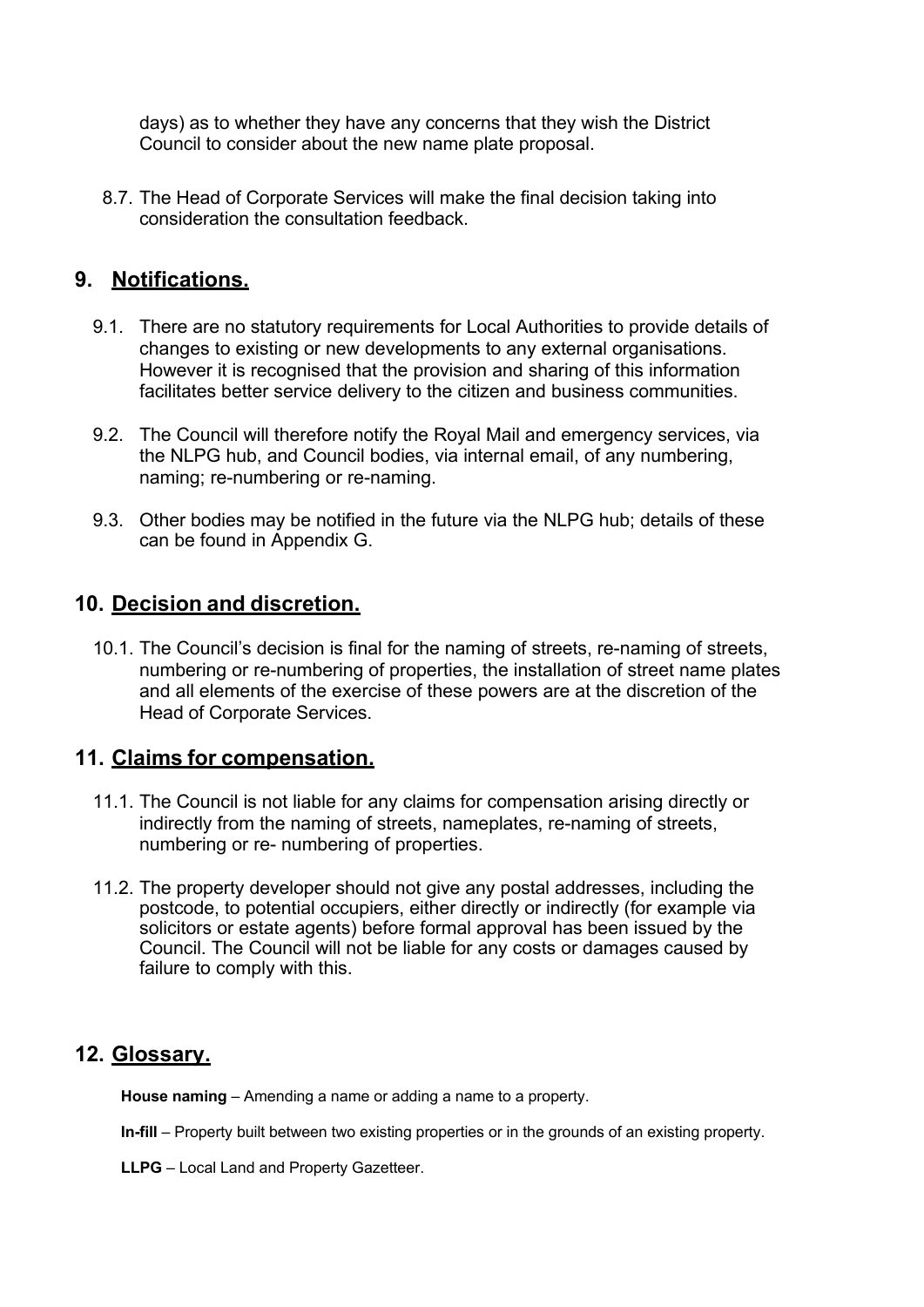days) as to whether they have any concerns that they wish the District Council to consider about the new name plate proposal.

8.7. The Head of Corporate Services will make the final decision taking into consideration the consultation feedback.

## 9. Notifications.

9.1. There are no statutory requirements for Local Authorities to provide details of changes to existing or new developments to any external organisations. However it is recognised that the provision and sharing of this information facilitates better service delivery to the citizen and business communities.

9.2. The Council will therefore notify the Royal Mail and emergency services, via the NLPG hub, and Council bodies, via internal email, of any numbering, naming; re-numbering or re-naming.

9.3. Other bodies may be notified in the future via the NLPG hub; details of these can be found in Appendix G.

## 10. Decision and discretion.

10.1. The Council's decision is final for the naming of streets, re-naming of streets, numbering or re-numbering of properties, the installation of street name plates and all elements of the exercise of these powers are at the discretion of the Head of Corporate Services.

## 11. Claims for compensation.

11.1. The Council is not liable for any claims for compensation arising directly or indirectly from the naming of streets, nameplates, re-naming of streets, numbering or re- numbering of properties.

11.2. The property developer should not give any postal addresses, including the postcode, to potential occupiers, either directly or indirectly (for example via solicitors or estate agents) before formal approval has been issued by the Council. The Council will not be liable for any costs or damages caused by failure to comply with this.

## 12. Glossary.

**House naming** – Amending a name or adding a name to a property.

**In-fill** – Property built between two existing properties or in the grounds of an existing property.

**LLPG** – Local Land and Property Gazetteer.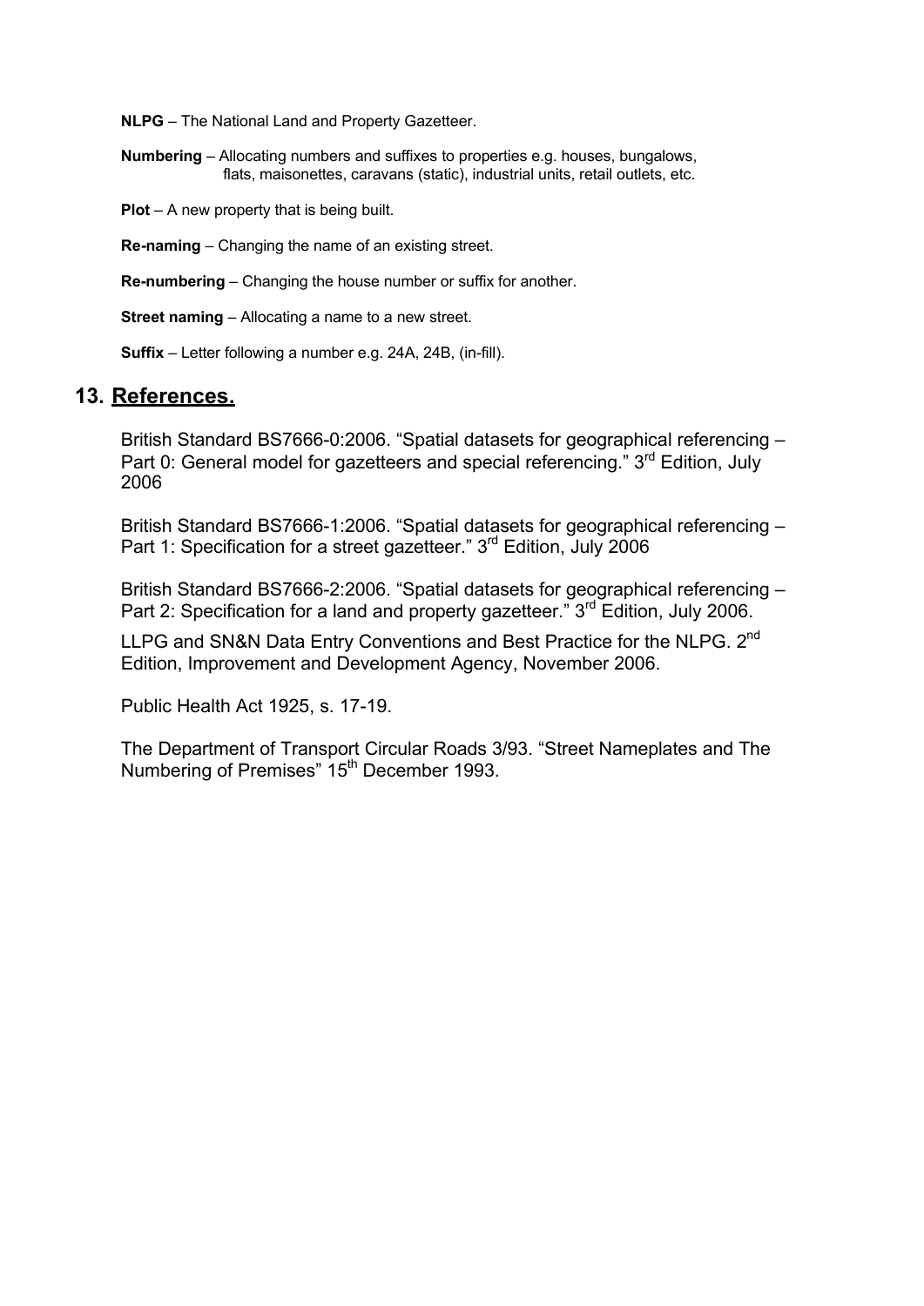**NLPG** – The National Land and Property Gazetteer.

**Numbering** – Allocating numbers and suffixes to properties e.g. houses, bungalows, flats, maisonettes, caravans (static), industrial units, retail outlets, etc.

**Plot** – A new property that is being built.

**Re-naming** – Changing the name of an existing street.

**Re-numbering** – Changing the house number or suffix for another.

**Street naming** – Allocating a name to a new street.

**Suffix** – Letter following a number e.g. 24A, 24B, (in-fill).

## 13. References.

British Standard BS7666-0:2006. "Spatial datasets for geographical referencing – Part 0: General model for gazetteers and special referencing." 3rd Edition, July 2006

British Standard BS7666-1:2006. "Spatial datasets for geographical referencing – Part 1: Specification for a street gazetteer." 3rd Edition, July 2006

British Standard BS7666-2:2006. "Spatial datasets for geographical referencing – Part 2: Specification for a land and property gazetteer." 3rd Edition, July 2006.

LLPG and SN&N Data Entry Conventions and Best Practice for the NLPG. 2nd Edition, Improvement and Development Agency, November 2006.

Public Health Act 1925, s. 17-19.

The Department of Transport Circular Roads 3/93. "Street Nameplates and The Numbering of Premises" 15th December 1993.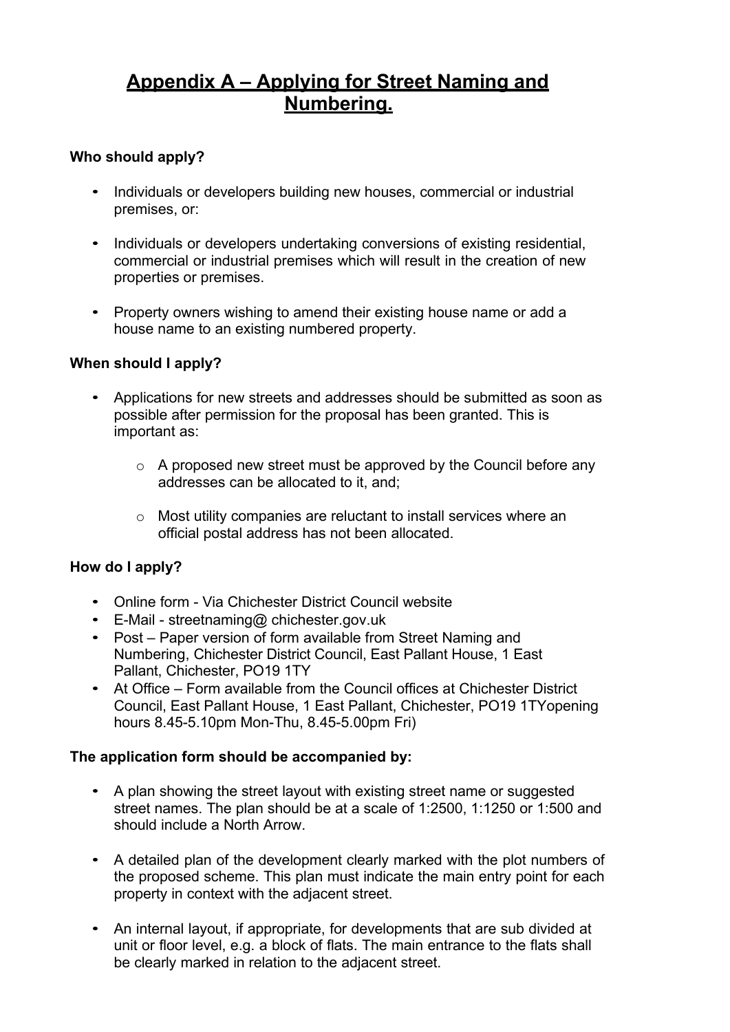# Appendix A – Applying for Street Naming and Numbering.

**Who should apply?**

- Individuals or developers building new houses, commercial or industrial premises, or:
- Individuals or developers undertaking conversions of existing residential, commercial or industrial premises which will result in the creation of new properties or premises.
- Property owners wishing to amend their existing house name or add a house name to an existing numbered property.

**When should I apply?**

- Applications for new streets and addresses should be submitted as soon as possible after permission for the proposal has been granted. This is important as:
    - A proposed new street must be approved by the Council before any addresses can be allocated to it, and;
    - Most utility companies are reluctant to install services where an official postal address has not been allocated.

**How do I apply?**

- Online form - Via Chichester District Council website
- E-Mail - streetnaming@ chichester.gov.uk
- Post – Paper version of form available from Street Naming and Numbering, Chichester District Council, East Pallant House, 1 East Pallant, Chichester, PO19 1TY
- At Office – Form available from the Council offices at Chichester District Council, East Pallant House, 1 East Pallant, Chichester, PO19 1TYopening hours 8.45-5.10pm Mon-Thu, 8.45-5.00pm Fri)

**The application form should be accompanied by:**

- A plan showing the street layout with existing street name or suggested street names. The plan should be at a scale of 1:2500, 1:1250 or 1:500 and should include a North Arrow.
- A detailed plan of the development clearly marked with the plot numbers of the proposed scheme. This plan must indicate the main entry point for each property in context with the adjacent street.
- An internal layout, if appropriate, for developments that are sub divided at unit or floor level, e.g. a block of flats. The main entrance to the flats shall be clearly marked in relation to the adjacent street.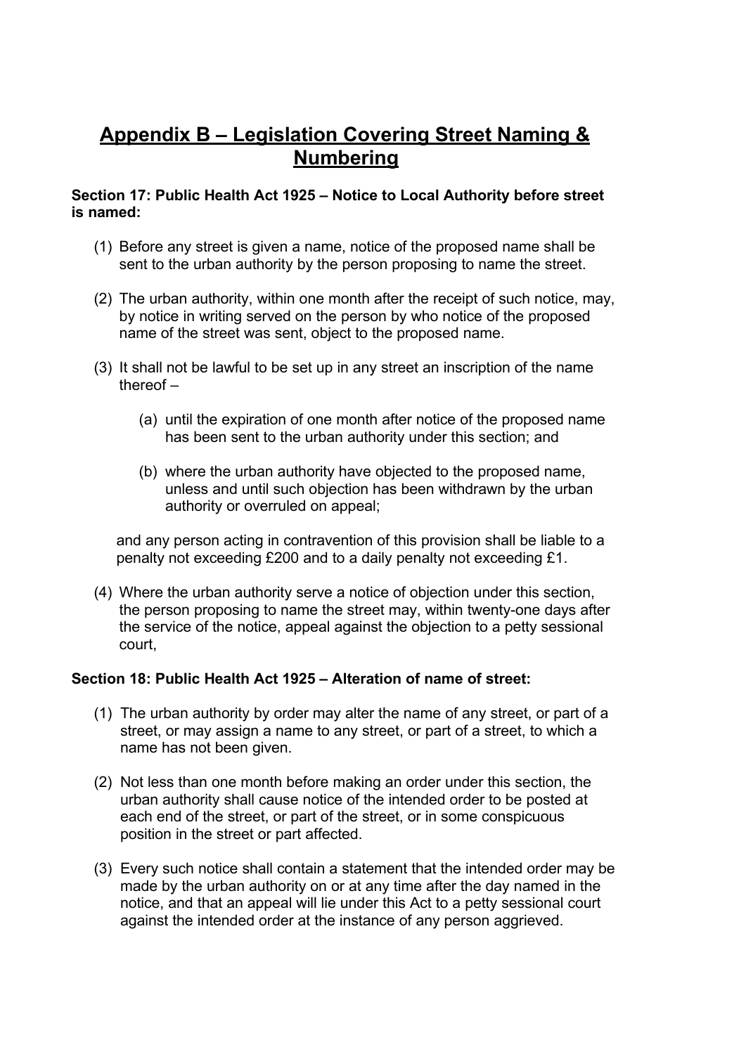# Appendix B – Legislation Covering Street Naming & Numbering

**Section 17: Public Health Act 1925 – Notice to Local Authority before street is named:**

(1) Before any street is given a name, notice of the proposed name shall be sent to the urban authority by the person proposing to name the street.

(2) The urban authority, within one month after the receipt of such notice, may, by notice in writing served on the person by who notice of the proposed name of the street was sent, object to the proposed name.

(3) It shall not be lawful to be set up in any street an inscription of the name thereof –

  (a) until the expiration of one month after notice of the proposed name has been sent to the urban authority under this section; and

  (b) where the urban authority have objected to the proposed name, unless and until such objection has been withdrawn by the urban authority or overruled on appeal;

and any person acting in contravention of this provision shall be liable to a penalty not exceeding £200 and to a daily penalty not exceeding £1.

(4) Where the urban authority serve a notice of objection under this section, the person proposing to name the street may, within twenty-one days after the service of the notice, appeal against the objection to a petty sessional court,

**Section 18: Public Health Act 1925 – Alteration of name of street:**

(1) The urban authority by order may alter the name of any street, or part of a street, or may assign a name to any street, or part of a street, to which a name has not been given.

(2) Not less than one month before making an order under this section, the urban authority shall cause notice of the intended order to be posted at each end of the street, or part of the street, or in some conspicuous position in the street or part affected.

(3) Every such notice shall contain a statement that the intended order may be made by the urban authority on or at any time after the day named in the notice, and that an appeal will lie under this Act to a petty sessional court against the intended order at the instance of any person aggrieved.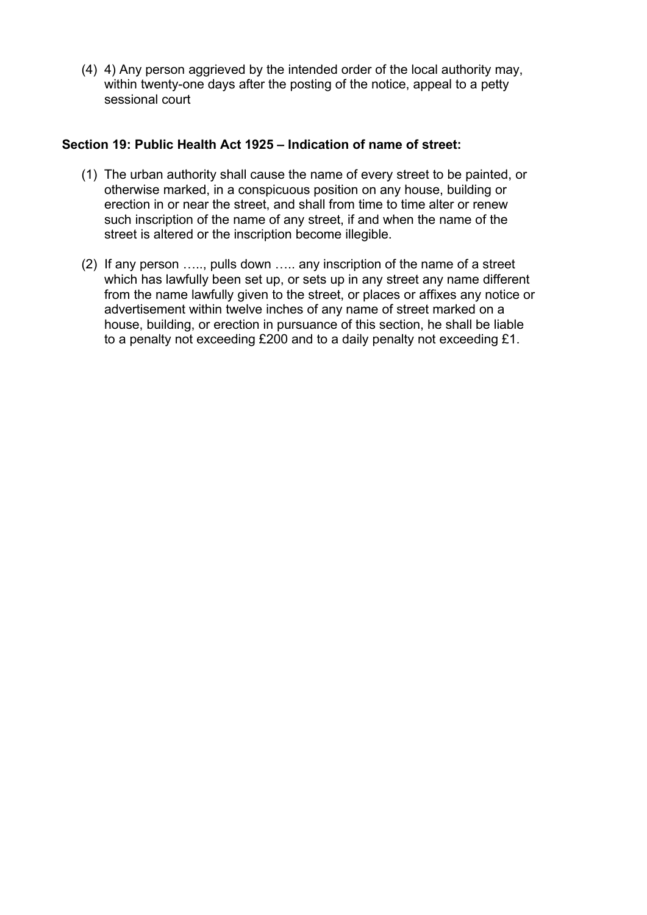(4) 4) Any person aggrieved by the intended order of the local authority may, within twenty-one days after the posting of the notice, appeal to a petty sessional court

**Section 19: Public Health Act 1925 – Indication of name of street:**

(1) The urban authority shall cause the name of every street to be painted, or otherwise marked, in a conspicuous position on any house, building or erection in or near the street, and shall from time to time alter or renew such inscription of the name of any street, if and when the name of the street is altered or the inscription become illegible.

(2) If any person ….., pulls down ….. any inscription of the name of a street which has lawfully been set up, or sets up in any street any name different from the name lawfully given to the street, or places or affixes any notice or advertisement within twelve inches of any name of street marked on a house, building, or erection in pursuance of this section, he shall be liable to a penalty not exceeding £200 and to a daily penalty not exceeding £1.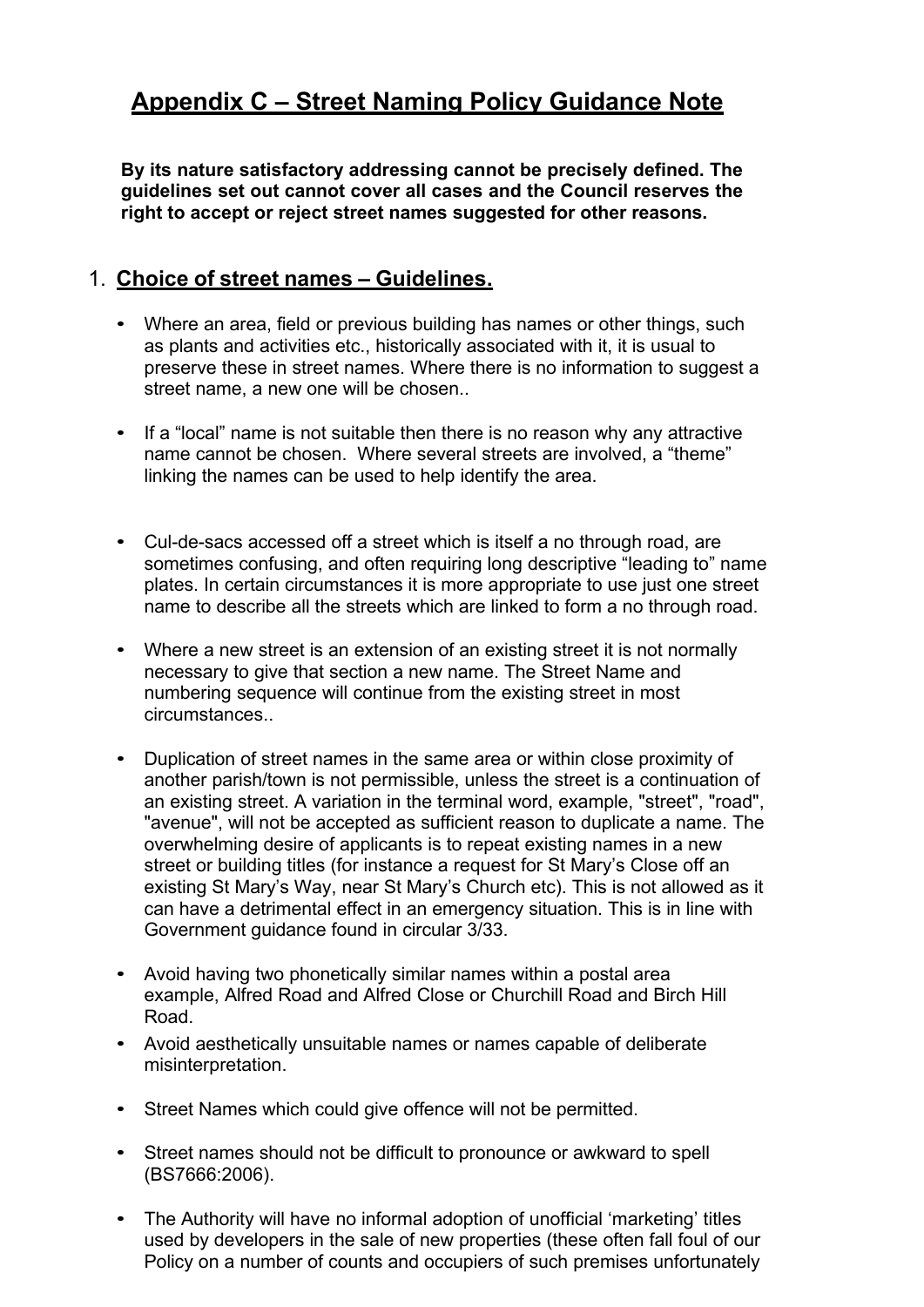# Appendix C – Street Naming Policy Guidance Note

**By its nature satisfactory addressing cannot be precisely defined. The guidelines set out cannot cover all cases and the Council reserves the right to accept or reject street names suggested for other reasons.**

## 1. Choice of street names – Guidelines.

- Where an area, field or previous building has names or other things, such as plants and activities etc., historically associated with it, it is usual to preserve these in street names. Where there is no information to suggest a street name, a new one will be chosen..

- If a "local" name is not suitable then there is no reason why any attractive name cannot be chosen. Where several streets are involved, a "theme" linking the names can be used to help identify the area.

- Cul-de-sacs accessed off a street which is itself a no through road, are sometimes confusing, and often requiring long descriptive "leading to" name plates. In certain circumstances it is more appropriate to use just one street name to describe all the streets which are linked to form a no through road.

- Where a new street is an extension of an existing street it is not normally necessary to give that section a new name. The Street Name and numbering sequence will continue from the existing street in most circumstances..

- Duplication of street names in the same area or within close proximity of another parish/town is not permissible, unless the street is a continuation of an existing street. A variation in the terminal word, example, "street", "road", "avenue", will not be accepted as sufficient reason to duplicate a name. The overwhelming desire of applicants is to repeat existing names in a new street or building titles (for instance a request for St Mary's Close off an existing St Mary's Way, near St Mary's Church etc). This is not allowed as it can have a detrimental effect in an emergency situation. This is in line with Government guidance found in circular 3/33.

- Avoid having two phonetically similar names within a postal area example, Alfred Road and Alfred Close or Churchill Road and Birch Hill Road.
- Avoid aesthetically unsuitable names or names capable of deliberate misinterpretation.

- Street Names which could give offence will not be permitted.

- Street names should not be difficult to pronounce or awkward to spell (BS7666:2006).

- The Authority will have no informal adoption of unofficial 'marketing' titles used by developers in the sale of new properties (these often fall foul of our Policy on a number of counts and occupiers of such premises unfortunately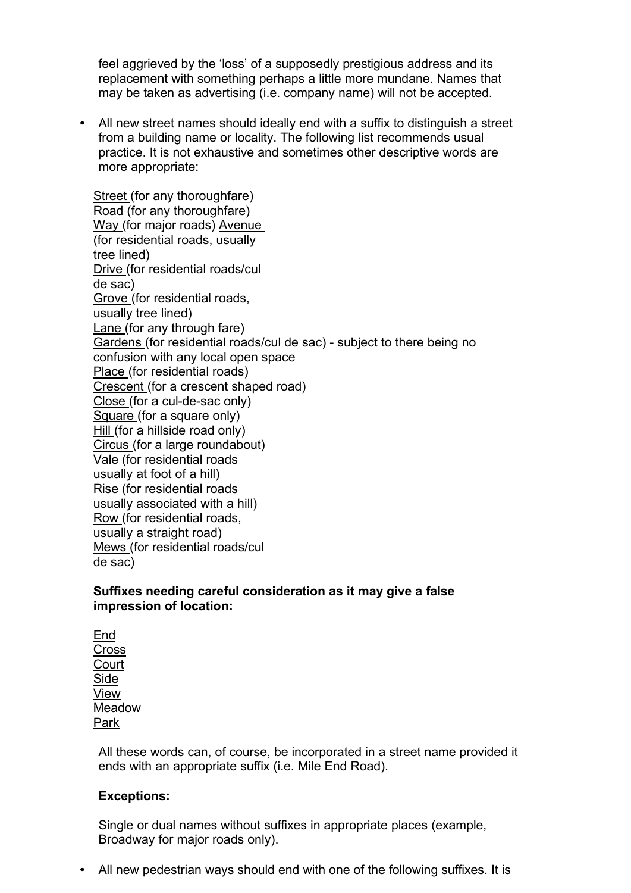feel aggrieved by the 'loss' of a supposedly prestigious address and its replacement with something perhaps a little more mundane. Names that may be taken as advertising (i.e. company name) will not be accepted.

- All new street names should ideally end with a suffix to distinguish a street from a building name or locality. The following list recommends usual practice. It is not exhaustive and sometimes other descriptive words are more appropriate:

  Street (for any thoroughfare)
  Road (for any thoroughfare)
  Way (for major roads)
  Avenue (for residential roads, usually tree lined)
  Drive (for residential roads/cul de sac)
  Grove (for residential roads, usually tree lined)
  Lane (for any through fare)
  Gardens (for residential roads/cul de sac) - subject to there being no confusion with any local open space
  Place (for residential roads)
  Crescent (for a crescent shaped road)
  Close (for a cul-de-sac only)
  Square (for a square only)
  Hill (for a hillside road only)
  Circus (for a large roundabout)
  Vale (for residential roads usually at foot of a hill)
  Rise (for residential roads usually associated with a hill)
  Row (for residential roads, usually a straight road)
  Mews (for residential roads/cul de sac)

  **Suffixes needing careful consideration as it may give a false impression of location:**

  End
  Cross
  Court
  Side
  View
  Meadow
  Park

  All these words can, of course, be incorporated in a street name provided it ends with an appropriate suffix (i.e. Mile End Road).

  **Exceptions:**

  Single or dual names without suffixes in appropriate places (example, Broadway for major roads only).

- All new pedestrian ways should end with one of the following suffixes. It is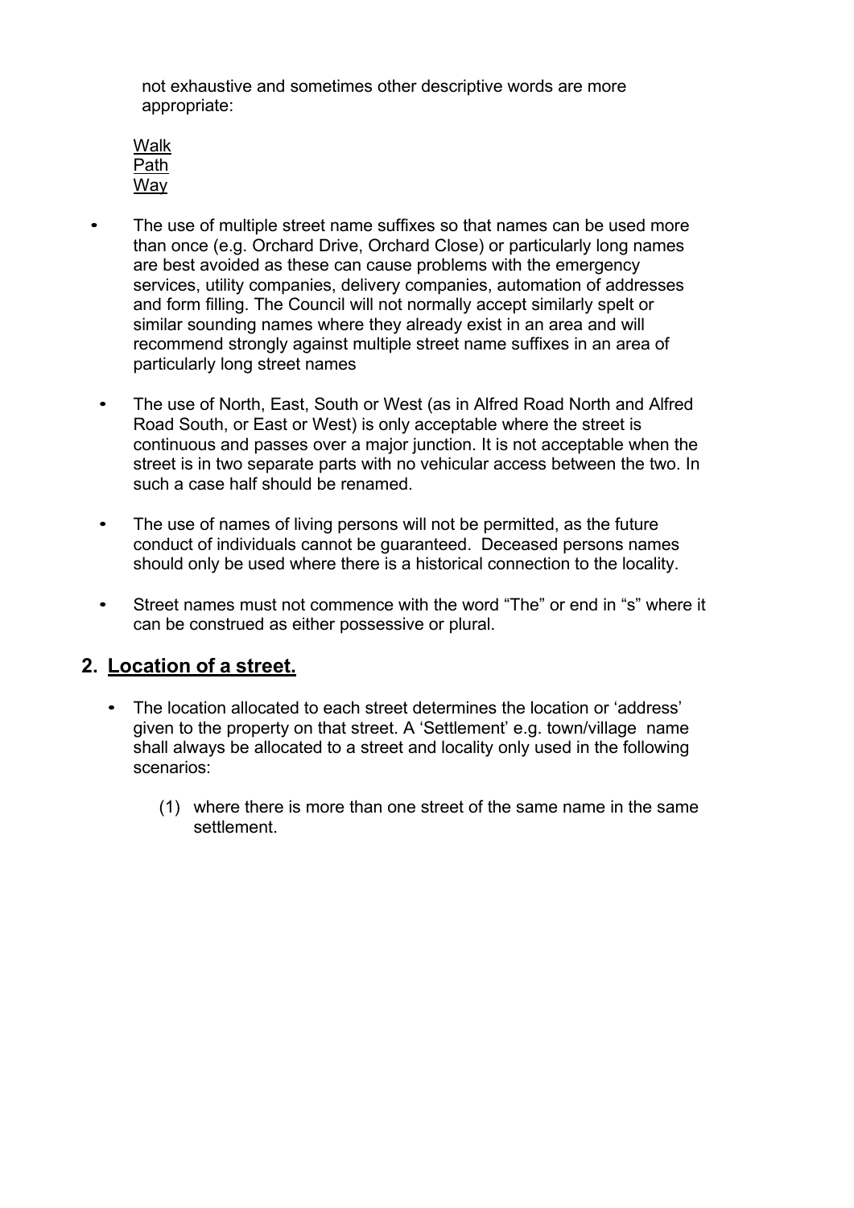not exhaustive and sometimes other descriptive words are more appropriate:

Walk
Path
Way

- The use of multiple street name suffixes so that names can be used more than once (e.g. Orchard Drive, Orchard Close) or particularly long names are best avoided as these can cause problems with the emergency services, utility companies, delivery companies, automation of addresses and form filling. The Council will not normally accept similarly spelt or similar sounding names where they already exist in an area and will recommend strongly against multiple street name suffixes in an area of particularly long street names

- The use of North, East, South or West (as in Alfred Road North and Alfred Road South, or East or West) is only acceptable where the street is continuous and passes over a major junction. It is not acceptable when the street is in two separate parts with no vehicular access between the two. In such a case half should be renamed.

- The use of names of living persons will not be permitted, as the future conduct of individuals cannot be guaranteed. Deceased persons names should only be used where there is a historical connection to the locality.

- Street names must not commence with the word “The” or end in “s” where it can be construed as either possessive or plural.

## 2. Location of a street.

- The location allocated to each street determines the location or ‘address’ given to the property on that street. A ‘Settlement’ e.g. town/village name shall always be allocated to a street and locality only used in the following scenarios:

  (1) where there is more than one street of the same name in the same settlement.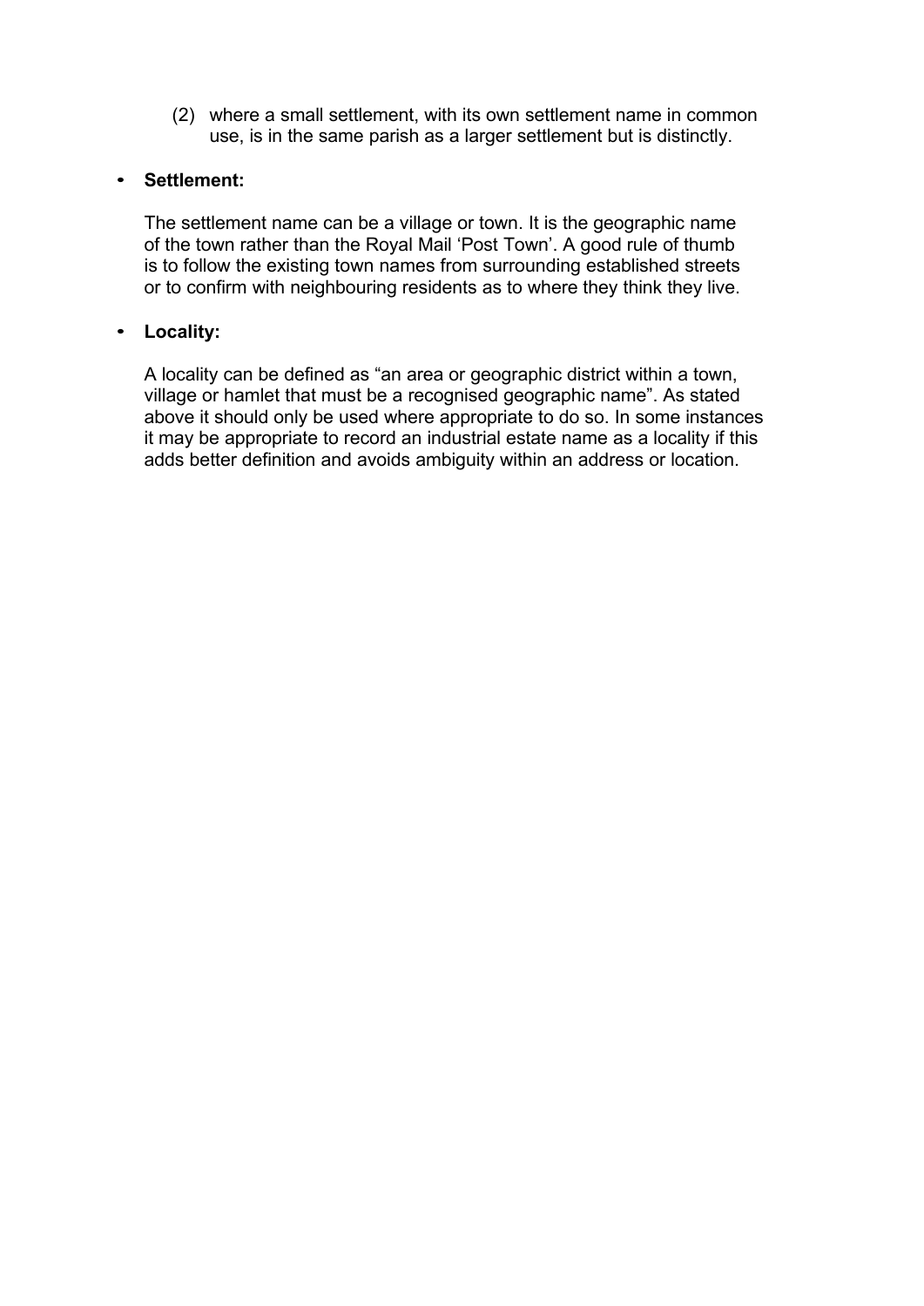(2) where a small settlement, with its own settlement name in common use, is in the same parish as a larger settlement but is distinctly.

- **Settlement:**

  The settlement name can be a village or town. It is the geographic name of the town rather than the Royal Mail 'Post Town'. A good rule of thumb is to follow the existing town names from surrounding established streets or to confirm with neighbouring residents as to where they think they live.

- **Locality:**

  A locality can be defined as "an area or geographic district within a town, village or hamlet that must be a recognised geographic name". As stated above it should only be used where appropriate to do so. In some instances it may be appropriate to record an industrial estate name as a locality if this adds better definition and avoids ambiguity within an address or location.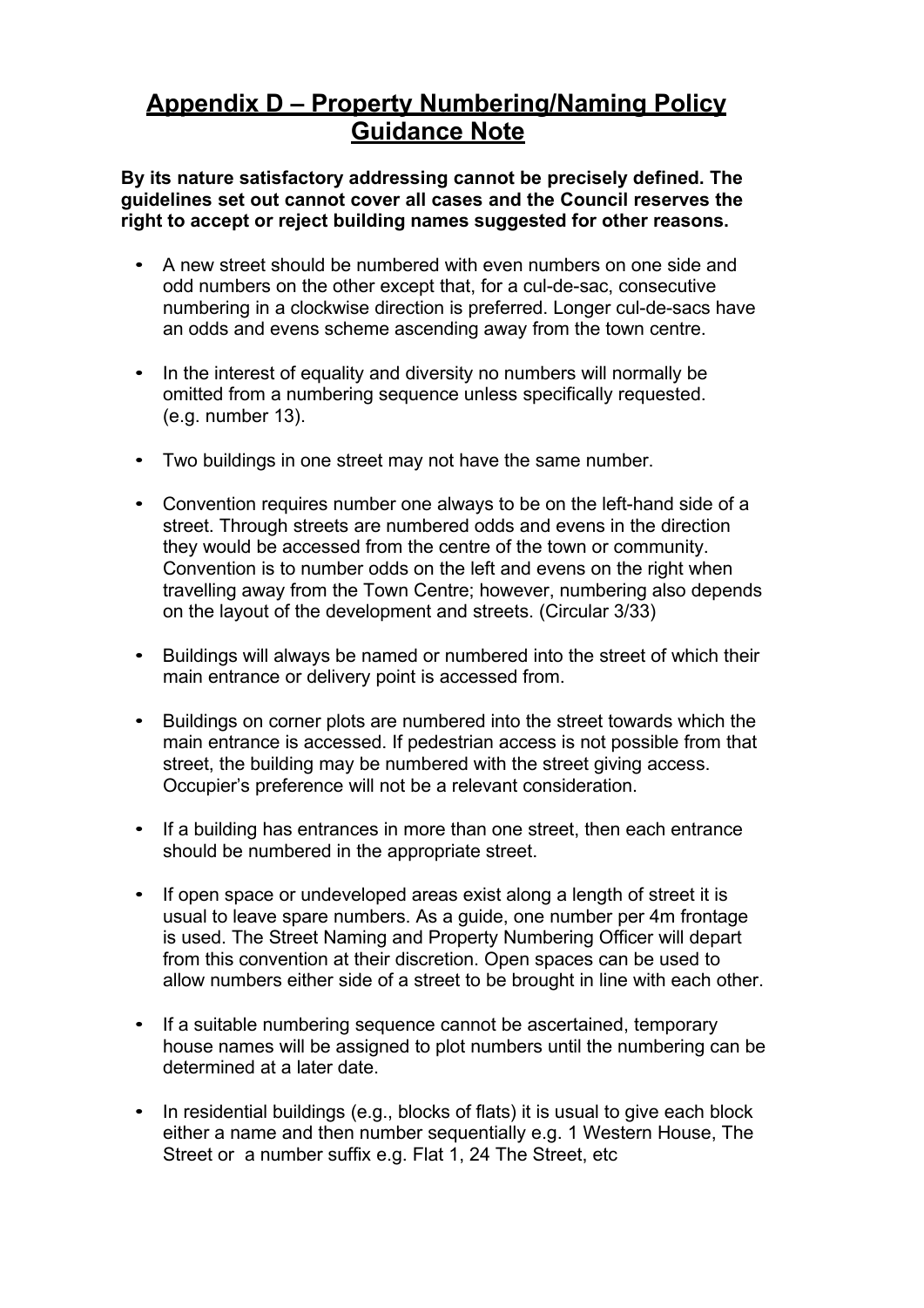# Appendix D – Property Numbering/Naming Policy Guidance Note

**By its nature satisfactory addressing cannot be precisely defined. The guidelines set out cannot cover all cases and the Council reserves the right to accept or reject building names suggested for other reasons.**

- A new street should be numbered with even numbers on one side and odd numbers on the other except that, for a cul-de-sac, consecutive numbering in a clockwise direction is preferred. Longer cul-de-sacs have an odds and evens scheme ascending away from the town centre.
- In the interest of equality and diversity no numbers will normally be omitted from a numbering sequence unless specifically requested. (e.g. number 13).
- Two buildings in one street may not have the same number.
- Convention requires number one always to be on the left-hand side of a street. Through streets are numbered odds and evens in the direction they would be accessed from the centre of the town or community. Convention is to number odds on the left and evens on the right when travelling away from the Town Centre; however, numbering also depends on the layout of the development and streets. (Circular 3/33)
- Buildings will always be named or numbered into the street of which their main entrance or delivery point is accessed from.
- Buildings on corner plots are numbered into the street towards which the main entrance is accessed. If pedestrian access is not possible from that street, the building may be numbered with the street giving access. Occupier's preference will not be a relevant consideration.
- If a building has entrances in more than one street, then each entrance should be numbered in the appropriate street.
- If open space or undeveloped areas exist along a length of street it is usual to leave spare numbers. As a guide, one number per 4m frontage is used. The Street Naming and Property Numbering Officer will depart from this convention at their discretion. Open spaces can be used to allow numbers either side of a street to be brought in line with each other.
- If a suitable numbering sequence cannot be ascertained, temporary house names will be assigned to plot numbers until the numbering can be determined at a later date.
- In residential buildings (e.g., blocks of flats) it is usual to give each block either a name and then number sequentially e.g. 1 Western House, The Street or a number suffix e.g. Flat 1, 24 The Street, etc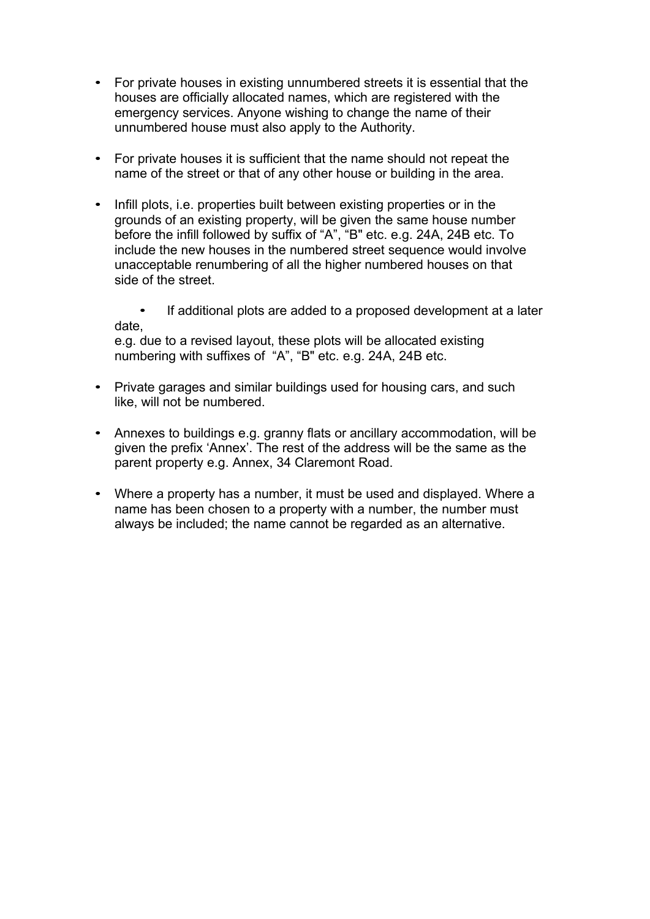- For private houses in existing unnumbered streets it is essential that the houses are officially allocated names, which are registered with the emergency services. Anyone wishing to change the name of their unnumbered house must also apply to the Authority.

- For private houses it is sufficient that the name should not repeat the name of the street or that of any other house or building in the area.

- Infill plots, i.e. properties built between existing properties or in the grounds of an existing property, will be given the same house number before the infill followed by suffix of “A”, “B" etc. e.g. 24A, 24B etc. To include the new houses in the numbered street sequence would involve unacceptable renumbering of all the higher numbered houses on that side of the street.

- If additional plots are added to a proposed development at a later date,
e.g. due to a revised layout, these plots will be allocated existing numbering with suffixes of “A”, “B" etc. e.g. 24A, 24B etc.

- Private garages and similar buildings used for housing cars, and such like, will not be numbered.

- Annexes to buildings e.g. granny flats or ancillary accommodation, will be given the prefix ‘Annex’. The rest of the address will be the same as the parent property e.g. Annex, 34 Claremont Road.

- Where a property has a number, it must be used and displayed. Where a name has been chosen to a property with a number, the number must always be included; the name cannot be regarded as an alternative.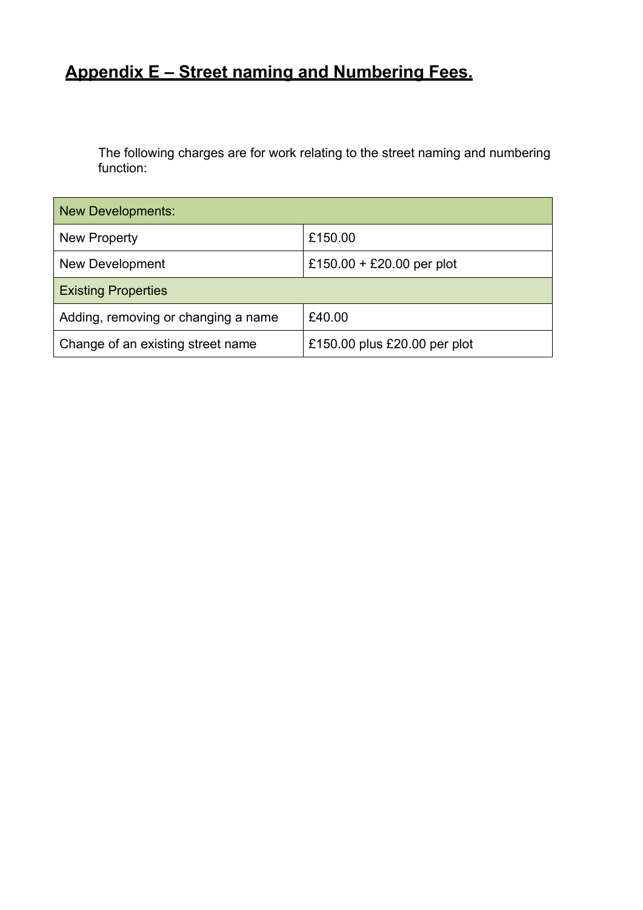## **Appendix E – Street naming and Numbering Fees.**

The following charges are for work relating to the street naming and numbering function:

| New Developments: | |
|---|---|
| New Property | £150.00 |
| New Development | £150.00 + £20.00 per plot |
| Existing Properties | |
| Adding, removing or changing a name | £40.00 |
| Change of an existing street name | £150.00 plus £20.00 per plot |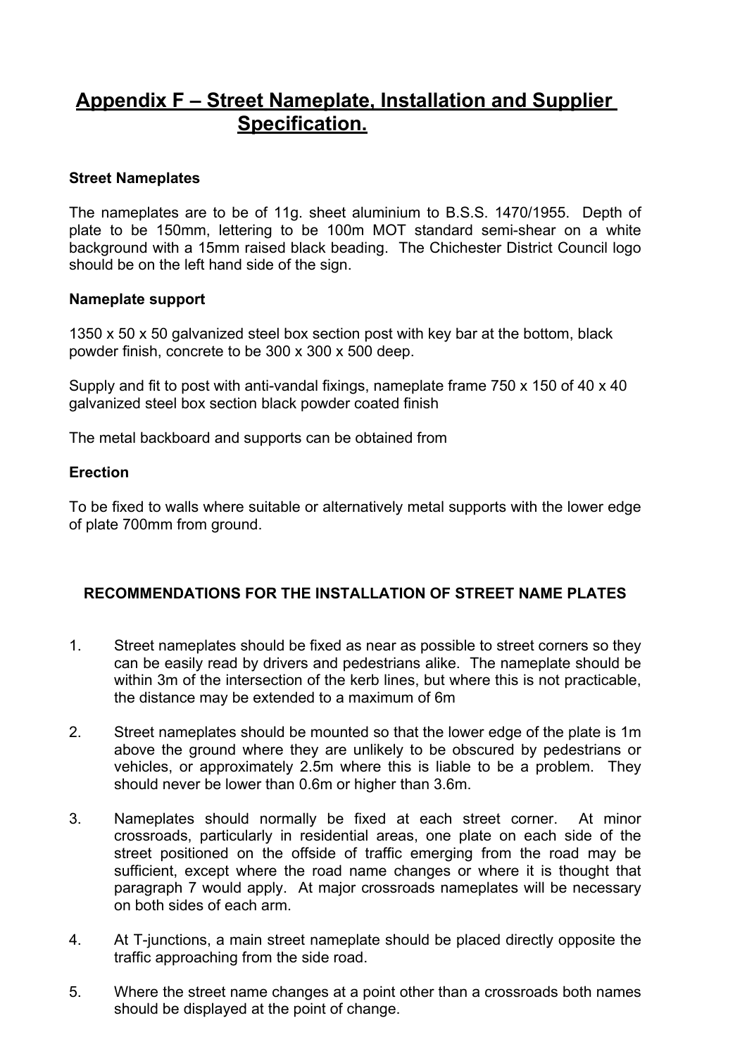# Appendix F – Street Nameplate, Installation and Supplier Specification.

**Street Nameplates**

The nameplates are to be of 11g. sheet aluminium to B.S.S. 1470/1955. Depth of plate to be 150mm, lettering to be 100m MOT standard semi-shear on a white background with a 15mm raised black beading. The Chichester District Council logo should be on the left hand side of the sign.

**Nameplate support**

1350 x 50 x 50 galvanized steel box section post with key bar at the bottom, black powder finish, concrete to be 300 x 300 x 500 deep.

Supply and fit to post with anti-vandal fixings, nameplate frame 750 x 150 of 40 x 40 galvanized steel box section black powder coated finish

The metal backboard and supports can be obtained from

**Erection**

To be fixed to walls where suitable or alternatively metal supports with the lower edge of plate 700mm from ground.

**RECOMMENDATIONS FOR THE INSTALLATION OF STREET NAME PLATES**

1. Street nameplates should be fixed as near as possible to street corners so they can be easily read by drivers and pedestrians alike. The nameplate should be within 3m of the intersection of the kerb lines, but where this is not practicable, the distance may be extended to a maximum of 6m

2. Street nameplates should be mounted so that the lower edge of the plate is 1m above the ground where they are unlikely to be obscured by pedestrians or vehicles, or approximately 2.5m where this is liable to be a problem. They should never be lower than 0.6m or higher than 3.6m.

3. Nameplates should normally be fixed at each street corner. At minor crossroads, particularly in residential areas, one plate on each side of the street positioned on the offside of traffic emerging from the road may be sufficient, except where the road name changes or where it is thought that paragraph 7 would apply. At major crossroads nameplates will be necessary on both sides of each arm.

4. At T-junctions, a main street nameplate should be placed directly opposite the traffic approaching from the side road.

5. Where the street name changes at a point other than a crossroads both names should be displayed at the point of change.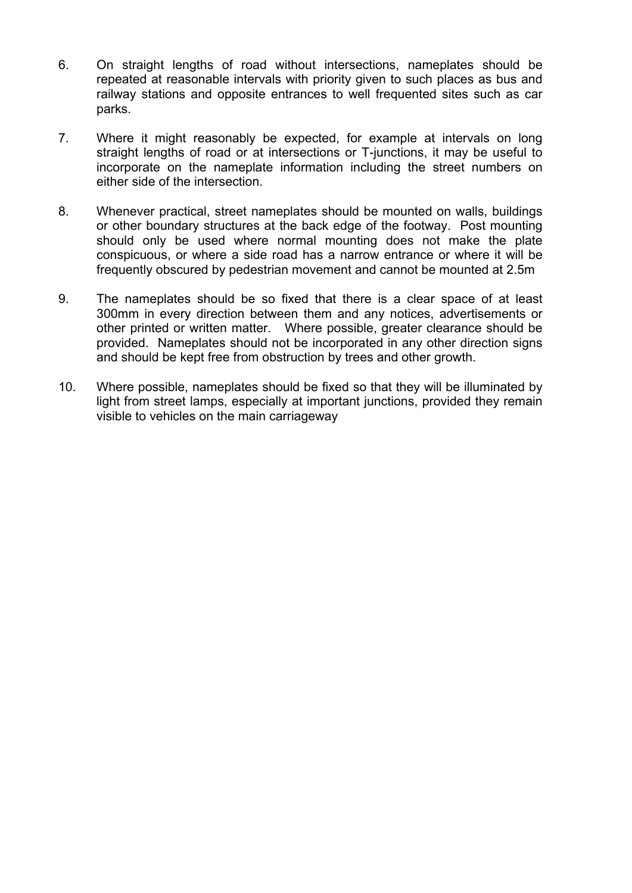6. On straight lengths of road without intersections, nameplates should be repeated at reasonable intervals with priority given to such places as bus and railway stations and opposite entrances to well frequented sites such as car parks.

7. Where it might reasonably be expected, for example at intervals on long straight lengths of road or at intersections or T-junctions, it may be useful to incorporate on the nameplate information including the street numbers on either side of the intersection.

8. Whenever practical, street nameplates should be mounted on walls, buildings or other boundary structures at the back edge of the footway. Post mounting should only be used where normal mounting does not make the plate conspicuous, or where a side road has a narrow entrance or where it will be frequently obscured by pedestrian movement and cannot be mounted at 2.5m

9. The nameplates should be so fixed that there is a clear space of at least 300mm in every direction between them and any notices, advertisements or other printed or written matter. Where possible, greater clearance should be provided. Nameplates should not be incorporated in any other direction signs and should be kept free from obstruction by trees and other growth.

10. Where possible, nameplates should be fixed so that they will be illuminated by light from street lamps, especially at important junctions, provided they remain visible to vehicles on the main carriageway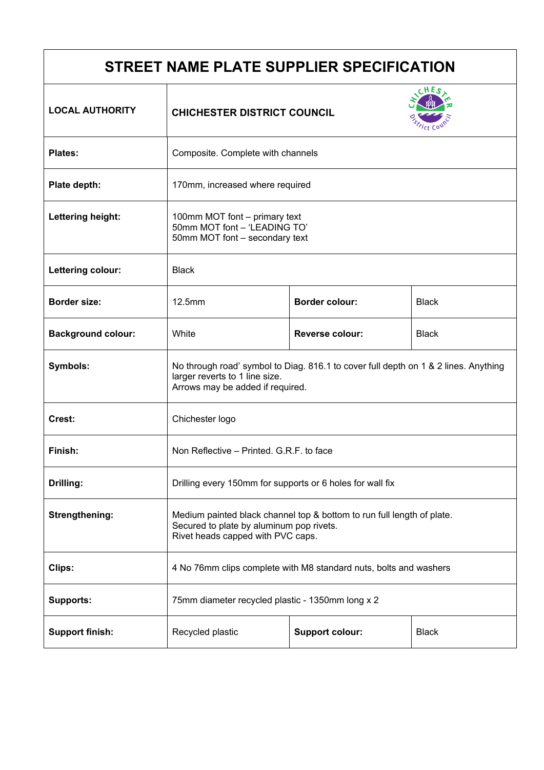# STREET NAME PLATE SUPPLIER SPECIFICATION

| | | | |
|---|---|---|---|
| **LOCAL AUTHORITY** | **CHICHESTER DISTRICT COUNCIL** | | |
| **Plates:** | Composite. Complete with channels | | |
| **Plate depth:** | 170mm, increased where required | | |
| **Lettering height:** | 100mm MOT font – primary text<br>50mm MOT font – 'LEADING TO'<br>50mm MOT font – secondary text | | |
| **Lettering colour:** | Black | | |
| **Border size:** | 12.5mm | **Border colour:** | Black |
| **Background colour:** | White | **Reverse colour:** | Black |
| **Symbols:** | No through road' symbol to Diag. 816.1 to cover full depth on 1 & 2 lines. Anything larger reverts to 1 line size.<br>Arrows may be added if required. | | |
| **Crest:** | Chichester logo | | |
| **Finish:** | Non Reflective – Printed. G.R.F. to face | | |
| **Drilling:** | Drilling every 150mm for supports or 6 holes for wall fix | | |
| **Strengthening:** | Medium painted black channel top & bottom to run full length of plate.<br>Secured to plate by aluminum pop rivets.<br>Rivet heads capped with PVC caps. | | |
| **Clips:** | 4 No 76mm clips complete with M8 standard nuts, bolts and washers | | |
| **Supports:** | 75mm diameter recycled plastic - 1350mm long x 2 | | |
| **Support finish:** | Recycled plastic | **Support colour:** | Black |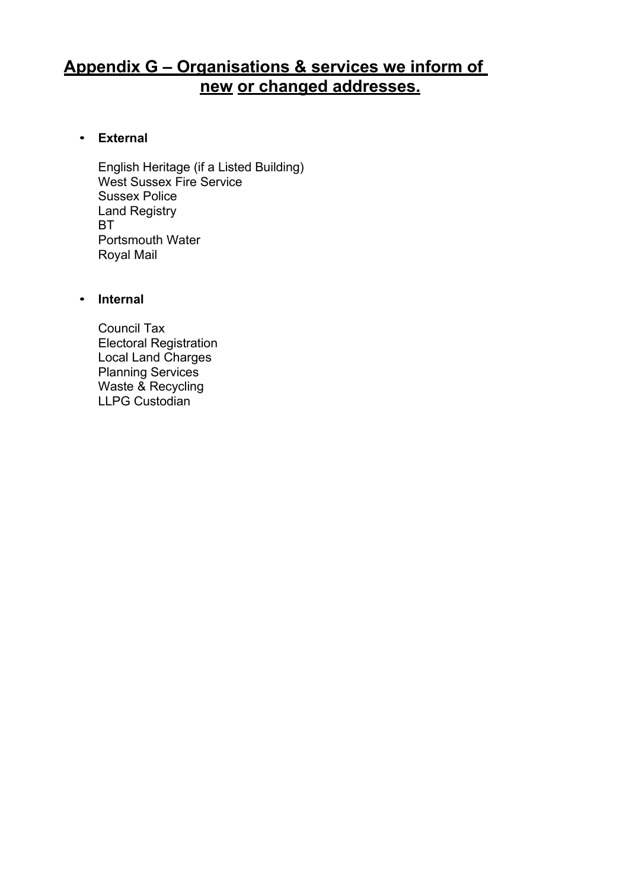# Appendix G – Organisations & services we inform of new or changed addresses.

- **External**

  English Heritage (if a Listed Building)
  West Sussex Fire Service
  Sussex Police
  Land Registry
  BT
  Portsmouth Water
  Royal Mail

- **Internal**

  Council Tax
  Electoral Registration
  Local Land Charges
  Planning Services
  Waste & Recycling
  LLPG Custodian